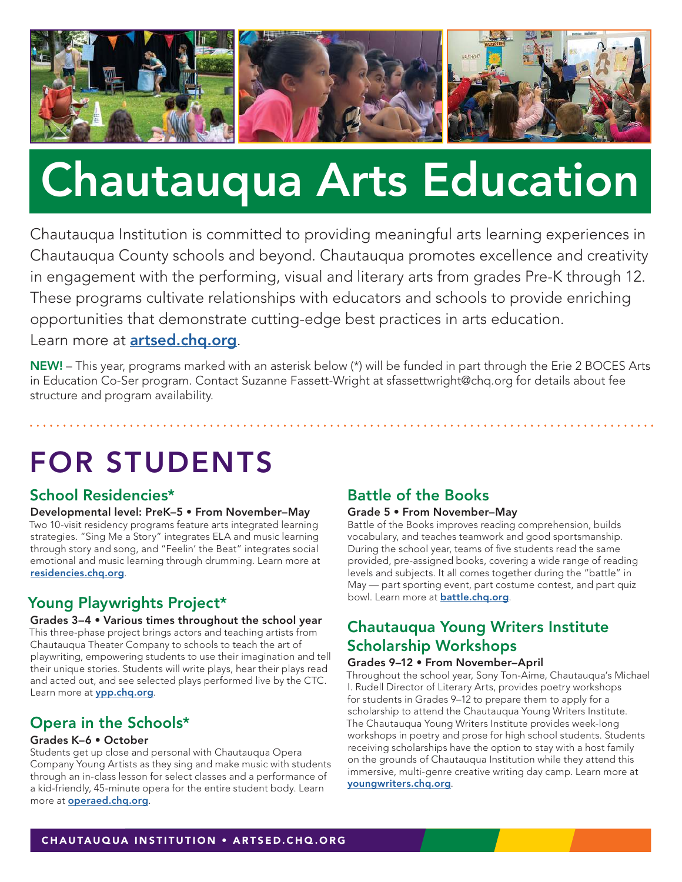# Chautauqua Arts Education

Chautauqua Institution is committed to providing meaningful arts learning experiences in Chautauqua County schools and beyond. Chautauqua promotes excellence and creativity in engagement with the performing, visual and literary arts from grades Pre-K through 12. These programs cultivate relationships with educators and schools to provide enriching opportunities that demonstrate cutting-edge best practices in arts education. Learn more at **artsed.chq.org**.

**NEW!** – This year, programs marked with an asterisk below (*) will be funded in part through the Erie 2 BOCES Arts in Education Co-Ser program. Contact Suzanne Fassett-Wright at sfassettwright@chq.org for details about fee structure and program availability.

## FOR STUDENTS

### School Residencies*

**Developmental level: PreK–5 • From November–May**

Two 10-visit residency programs feature arts integrated learning strategies. "Sing Me a Story" integrates ELA and music learning through story and song, and "Feelin' the Beat" integrates social emotional and music learning through drumming. Learn more at **residencies.chq.org**.

### Young Playwrights Project*

**Grades 3–4 • Various times throughout the school year**

This three-phase project brings actors and teaching artists from Chautauqua Theater Company to schools to teach the art of playwriting, empowering students to use their imagination and tell their unique stories. Students will write plays, hear their plays read and acted out, and see selected plays performed live by the CTC. Learn more at **ypp.chq.org**.

### Opera in the Schools*

**Grades K–6 • October**

Students get up close and personal with Chautauqua Opera Company Young Artists as they sing and make music with students through an in-class lesson for select classes and a performance of a kid-friendly, 45-minute opera for the entire student body. Learn more at **operaed.chq.org**.

### Battle of the Books

**Grade 5 • From November–May**

Battle of the Books improves reading comprehension, builds vocabulary, and teaches teamwork and good sportsmanship. During the school year, teams of five students read the same provided, pre-assigned books, covering a wide range of reading levels and subjects. It all comes together during the "battle" in May — part sporting event, part costume contest, and part quiz bowl. Learn more at **battle.chq.org**.

### Chautauqua Young Writers Institute Scholarship Workshops

**Grades 9–12 • From November–April**

Throughout the school year, Sony Ton-Aime, Chautauqua's Michael I. Rudell Director of Literary Arts, provides poetry workshops for students in Grades 9–12 to prepare them to apply for a scholarship to attend the Chautauqua Young Writers Institute. The Chautauqua Young Writers Institute provides week-long workshops in poetry and prose for high school students. Students receiving scholarships have the option to stay with a host family on the grounds of Chautauqua Institution while they attend this immersive, multi-genre creative writing day camp. Learn more at **youngwriters.chq.org**.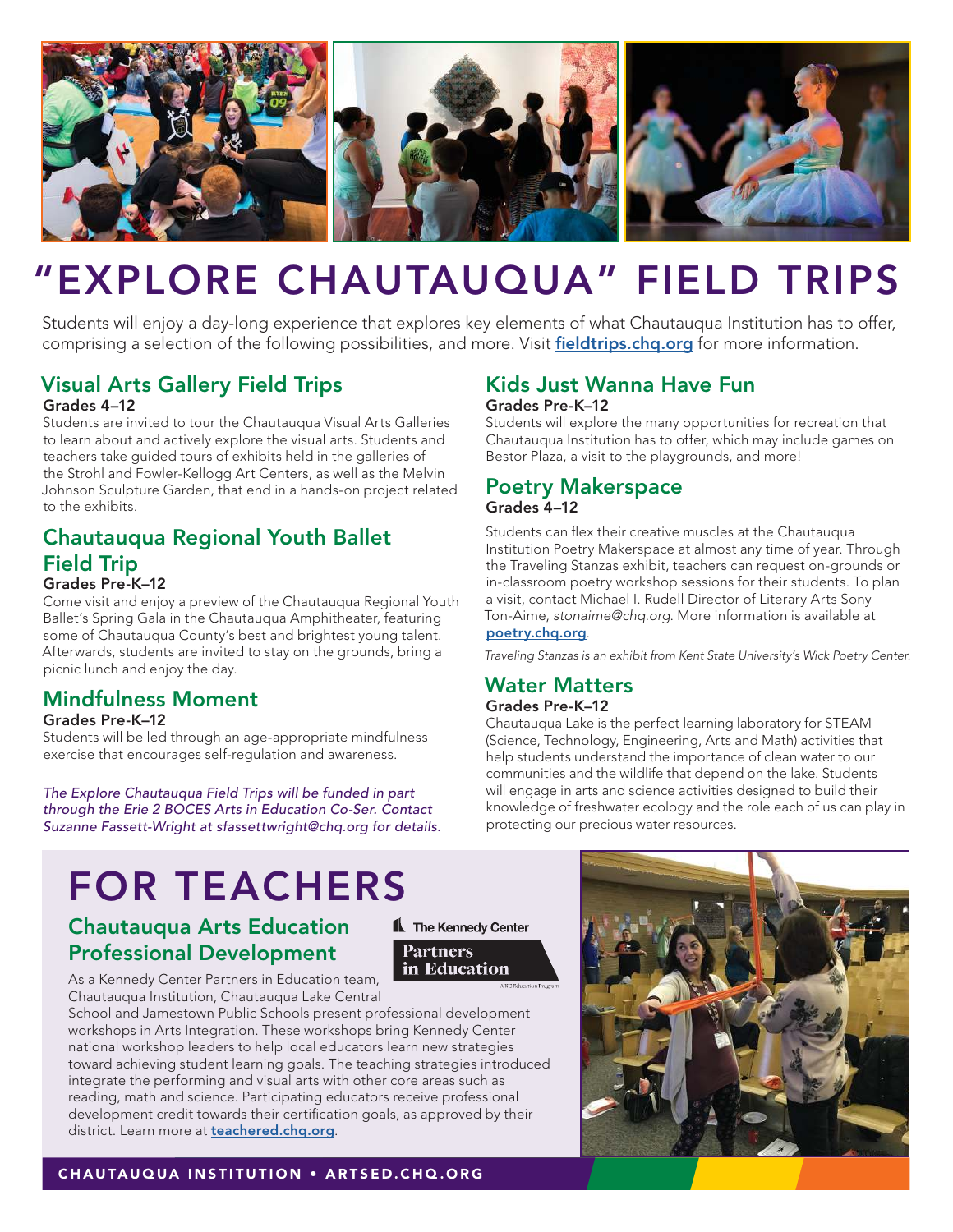# "EXPLORE CHAUTAUQUA" FIELD TRIPS

Students will enjoy a day-long experience that explores key elements of what Chautauqua Institution has to offer, comprising a selection of the following possibilities, and more. Visit **fieldtrips.chq.org** for more information.

## Visual Arts Gallery Field Trips

**Grades 4–12**

Students are invited to tour the Chautauqua Visual Arts Galleries to learn about and actively explore the visual arts. Students and teachers take guided tours of exhibits held in the galleries of the Strohl and Fowler-Kellogg Art Centers, as well as the Melvin Johnson Sculpture Garden, that end in a hands-on project related to the exhibits.

## Chautauqua Regional Youth Ballet Field Trip

**Grades Pre-K–12**

Come visit and enjoy a preview of the Chautauqua Regional Youth Ballet's Spring Gala in the Chautauqua Amphitheater, featuring some of Chautauqua County's best and brightest young talent. Afterwards, students are invited to stay on the grounds, bring a picnic lunch and enjoy the day.

## Mindfulness Moment

**Grades Pre-K–12**

Students will be led through an age-appropriate mindfulness exercise that encourages self-regulation and awareness.

*The Explore Chautauqua Field Trips will be funded in part through the Erie 2 BOCES Arts in Education Co-Ser. Contact Suzanne Fassett-Wright at sfassettwright@chq.org for details.*

## Kids Just Wanna Have Fun

**Grades Pre-K–12**

Students will explore the many opportunities for recreation that Chautauqua Institution has to offer, which may include games on Bestor Plaza, a visit to the playgrounds, and more!

## Poetry Makerspace

**Grades 4–12**

Students can flex their creative muscles at the Chautauqua Institution Poetry Makerspace at almost any time of year. Through the Traveling Stanzas exhibit, teachers can request on-grounds or in-classroom poetry workshop sessions for their students. To plan a visit, contact Michael I. Rudell Director of Literary Arts Sony Ton-Aime, *stonaime@chq.org*. More information is available at **poetry.chq.org**.

*Traveling Stanzas is an exhibit from Kent State University's Wick Poetry Center.*

## Water Matters

**Grades Pre-K–12**

Chautauqua Lake is the perfect learning laboratory for STEAM (Science, Technology, Engineering, Arts and Math) activities that help students understand the importance of clean water to our communities and the wildlife that depend on the lake. Students will engage in arts and science activities designed to build their knowledge of freshwater ecology and the role each of us can play in protecting our precious water resources.

# FOR TEACHERS

## Chautauqua Arts Education Professional Development

The Kennedy Center Partners in Education

As a Kennedy Center Partners in Education team, Chautauqua Institution, Chautauqua Lake Central School and Jamestown Public Schools present professional development workshops in Arts Integration. These workshops bring Kennedy Center national workshop leaders to help local educators learn new strategies toward achieving student learning goals. The teaching strategies introduced integrate the performing and visual arts with other core areas such as reading, math and science. Participating educators receive professional development credit towards their certification goals, as approved by their district. Learn more at **teachered.chq.org**.

CHAUTAUQUA INSTITUTION • ARTSED.CHQ.ORG